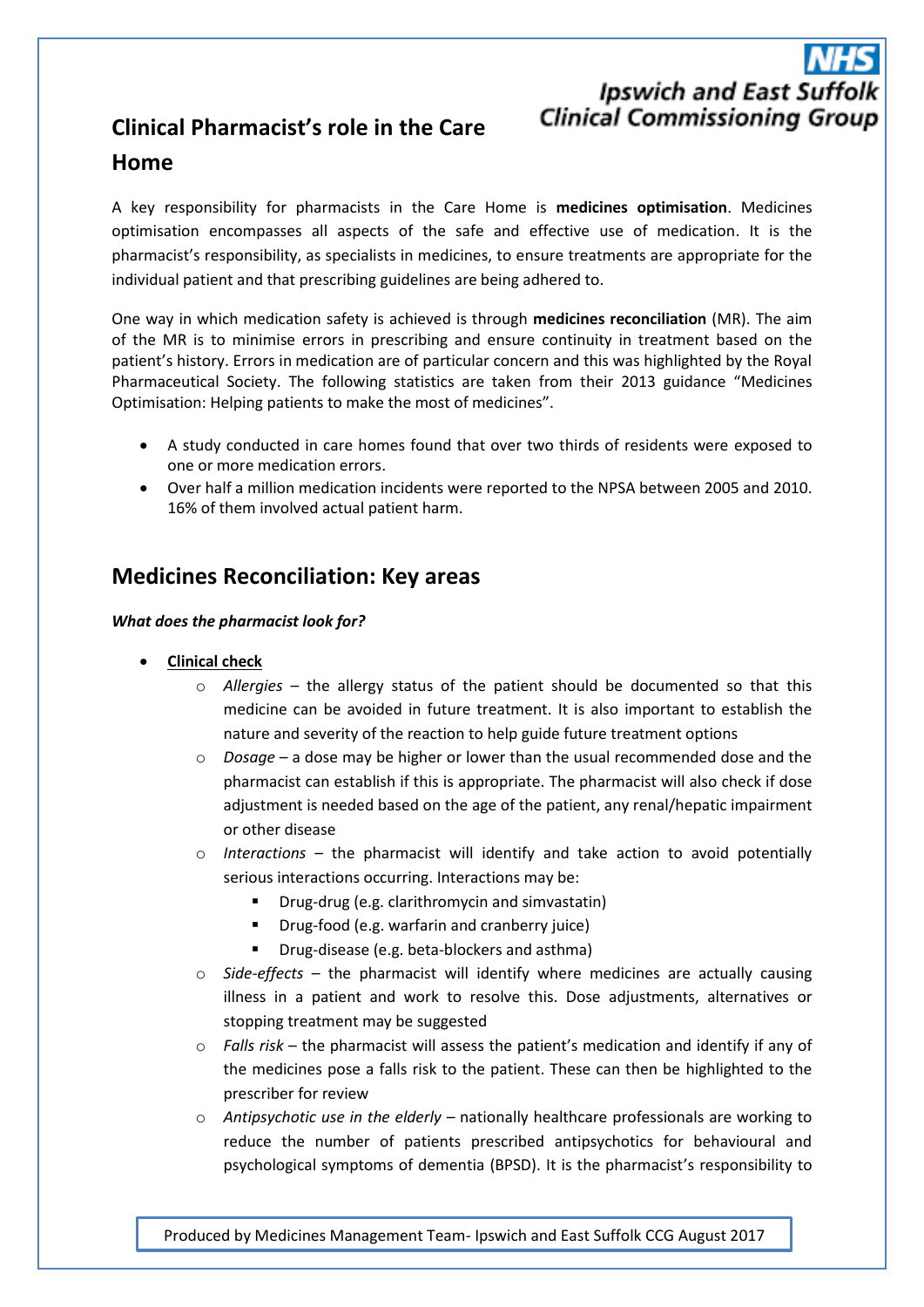# Clinical Pharmacist's role in the Care Home

A key responsibility for pharmacists in the Care Home is **medicines optimisation**. Medicines optimisation encompasses all aspects of the safe and effective use of medication. It is the pharmacist's responsibility, as specialists in medicines, to ensure treatments are appropriate for the individual patient and that prescribing guidelines are being adhered to.

One way in which medication safety is achieved is through **medicines reconciliation** (MR). The aim of the MR is to minimise errors in prescribing and ensure continuity in treatment based on the patient's history. Errors in medication are of particular concern and this was highlighted by the Royal Pharmaceutical Society. The following statistics are taken from their 2013 guidance "Medicines Optimisation: Helping patients to make the most of medicines".

- A study conducted in care homes found that over two thirds of residents were exposed to one or more medication errors.
- Over half a million medication incidents were reported to the NPSA between 2005 and 2010. 16% of them involved actual patient harm.

## Medicines Reconciliation: Key areas

***What does the pharmacist look for?***

- <u>**Clinical check**</u>
  - *Allergies* – the allergy status of the patient should be documented so that this medicine can be avoided in future treatment. It is also important to establish the nature and severity of the reaction to help guide future treatment options
  - *Dosage* – a dose may be higher or lower than the usual recommended dose and the pharmacist can establish if this is appropriate. The pharmacist will also check if dose adjustment is needed based on the age of the patient, any renal/hepatic impairment or other disease
  - *Interactions* – the pharmacist will identify and take action to avoid potentially serious interactions occurring. Interactions may be:
    - Drug-drug (e.g. clarithromycin and simvastatin)
    - Drug-food (e.g. warfarin and cranberry juice)
    - Drug-disease (e.g. beta-blockers and asthma)
  - *Side-effects* – the pharmacist will identify where medicines are actually causing illness in a patient and work to resolve this. Dose adjustments, alternatives or stopping treatment may be suggested
  - *Falls risk* – the pharmacist will assess the patient's medication and identify if any of the medicines pose a falls risk to the patient. These can then be highlighted to the prescriber for review
  - *Antipsychotic use in the elderly* – nationally healthcare professionals are working to reduce the number of patients prescribed antipsychotics for behavioural and psychological symptoms of dementia (BPSD). It is the pharmacist's responsibility to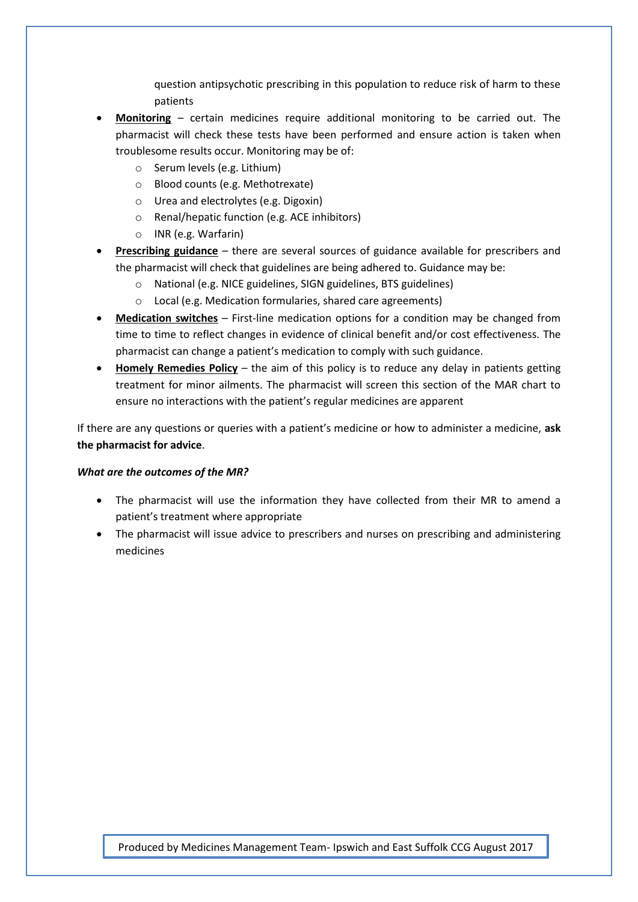question antipsychotic prescribing in this population to reduce risk of harm to these patients

- **<u>Monitoring</u>** – certain medicines require additional monitoring to be carried out. The pharmacist will check these tests have been performed and ensure action is taken when troublesome results occur. Monitoring may be of:
    - Serum levels (e.g. Lithium)
    - Blood counts (e.g. Methotrexate)
    - Urea and electrolytes (e.g. Digoxin)
    - Renal/hepatic function (e.g. ACE inhibitors)
    - INR (e.g. Warfarin)
- **<u>Prescribing guidance</u>** – there are several sources of guidance available for prescribers and the pharmacist will check that guidelines are being adhered to. Guidance may be:
    - National (e.g. NICE guidelines, SIGN guidelines, BTS guidelines)
    - Local (e.g. Medication formularies, shared care agreements)
- **<u>Medication switches</u>** – First-line medication options for a condition may be changed from time to time to reflect changes in evidence of clinical benefit and/or cost effectiveness. The pharmacist can change a patient's medication to comply with such guidance.
- **<u>Homely Remedies Policy</u>** – the aim of this policy is to reduce any delay in patients getting treatment for minor ailments. The pharmacist will screen this section of the MAR chart to ensure no interactions with the patient's regular medicines are apparent

If there are any questions or queries with a patient's medicine or how to administer a medicine, **ask the pharmacist for advice**.

***What are the outcomes of the MR?***

- The pharmacist will use the information they have collected from their MR to amend a patient's treatment where appropriate
- The pharmacist will issue advice to prescribers and nurses on prescribing and administering medicines

Produced by Medicines Management Team- Ipswich and East Suffolk CCG August 2017